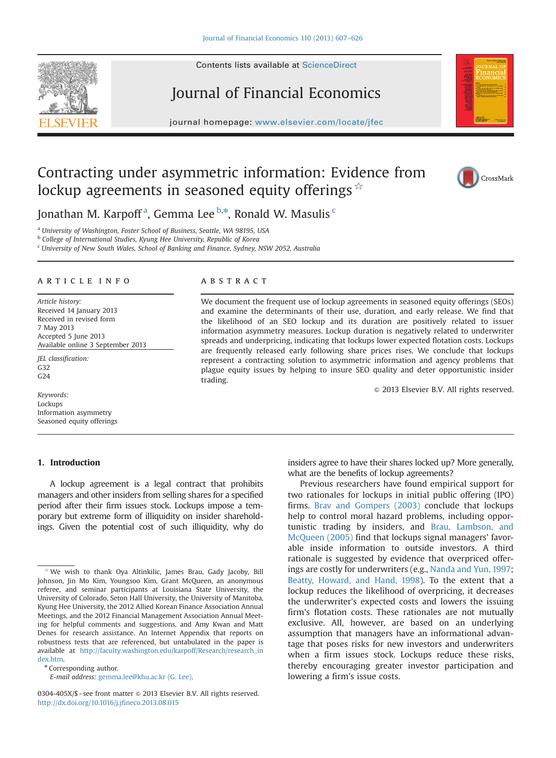# Contracting under asymmetric information: Evidence from lockup agreements in seasoned equity offerings ☆

Jonathan M. Karpoff [a], Gemma Lee [b,*], Ronald W. Masulis [c]

[a] University of Washington, Foster School of Business, Seattle, WA 98195, USA
[b] College of International Studies, Kyung Hee University, Republic of Korea
[c] University of New South Wales, School of Banking and Finance, Sydney, NSW 2052, Australia

## ARTICLE INFO

*Article history:*
Received 14 January 2013
Received in revised form
7 May 2013
Accepted 5 June 2013
Available online 3 September 2013

*JEL classification:*
G32
G24

*Keywords:*
Lockups
Information asymmetry
Seasoned equity offerings

## ABSTRACT

We document the frequent use of lockup agreements in seasoned equity offerings (SEOs) and examine the determinants of their use, duration, and early release. We find that the likelihood of an SEO lockup and its duration are positively related to issuer information asymmetry measures. Lockup duration is negatively related to underwriter spreads and underpricing, indicating that lockups lower expected flotation costs. Lockups are frequently released early following share prices rises. We conclude that lockups represent a contracting solution to asymmetric information and agency problems that plague equity issues by helping to insure SEO quality and deter opportunistic insider trading.

© 2013 Elsevier B.V. All rights reserved.

## 1. Introduction

A lockup agreement is a legal contract that prohibits managers and other insiders from selling shares for a specified period after their firm issues stock. Lockups impose a temporary but extreme form of illiquidity on insider shareholdings. Given the potential cost of such illiquidity, why do insiders agree to have their shares locked up? More generally, what are the benefits of lockup agreements?

Previous researchers have found empirical support for two rationales for lockups in initial public offering (IPO) firms. Brav and Gompers (2003) conclude that lockups help to control moral hazard problems, including opportunistic trading by insiders, and Brau, Lambson, and McQueen (2005) find that lockups signal managers' favorable inside information to outside investors. A third rationale is suggested by evidence that overpriced offerings are costly for underwriters (e.g., Nanda and Yun, 1997; Beatty, Howard, and Hand, 1998). To the extent that a lockup reduces the likelihood of overpricing, it decreases the underwriter's expected costs and lowers the issuing firm's flotation costs. These rationales are not mutually exclusive. All, however, are based on an underlying assumption that managers have an informational advantage that poses risks for new investors and underwriters when a firm issues stock. Lockups reduce these risks, thereby encouraging greater investor participation and lowering a firm's issue costs.

---

☆ We wish to thank Oya Altinkilic, James Brau, Gady Jacoby, Bill Johnson, Jin Mo Kim, Youngsoo Kim, Grant McQueen, an anonymous referee, and seminar participants at Louisiana State University, the University of Colorado, Seton Hall University, the University of Manitoba, Kyung Hee University, the 2012 Allied Korean Finance Association Annual Meetings, and the 2012 Financial Management Association Annual Meeting for helpful comments and suggestions, and Amy Kwan and Matt Denes for research assistance. An Internet Appendix that reports on robustness tests that are referenced, but untabulated in the paper is available at http://faculty.washington.edu/karpoff/Research/research_index.htm.

* Corresponding author.
*E-mail address:* gemma.lee@khu.ac.kr (G. Lee).

0304-405X/$ - see front matter © 2013 Elsevier B.V. All rights reserved.
http://dx.doi.org/10.1016/j.jfineco.2013.08.015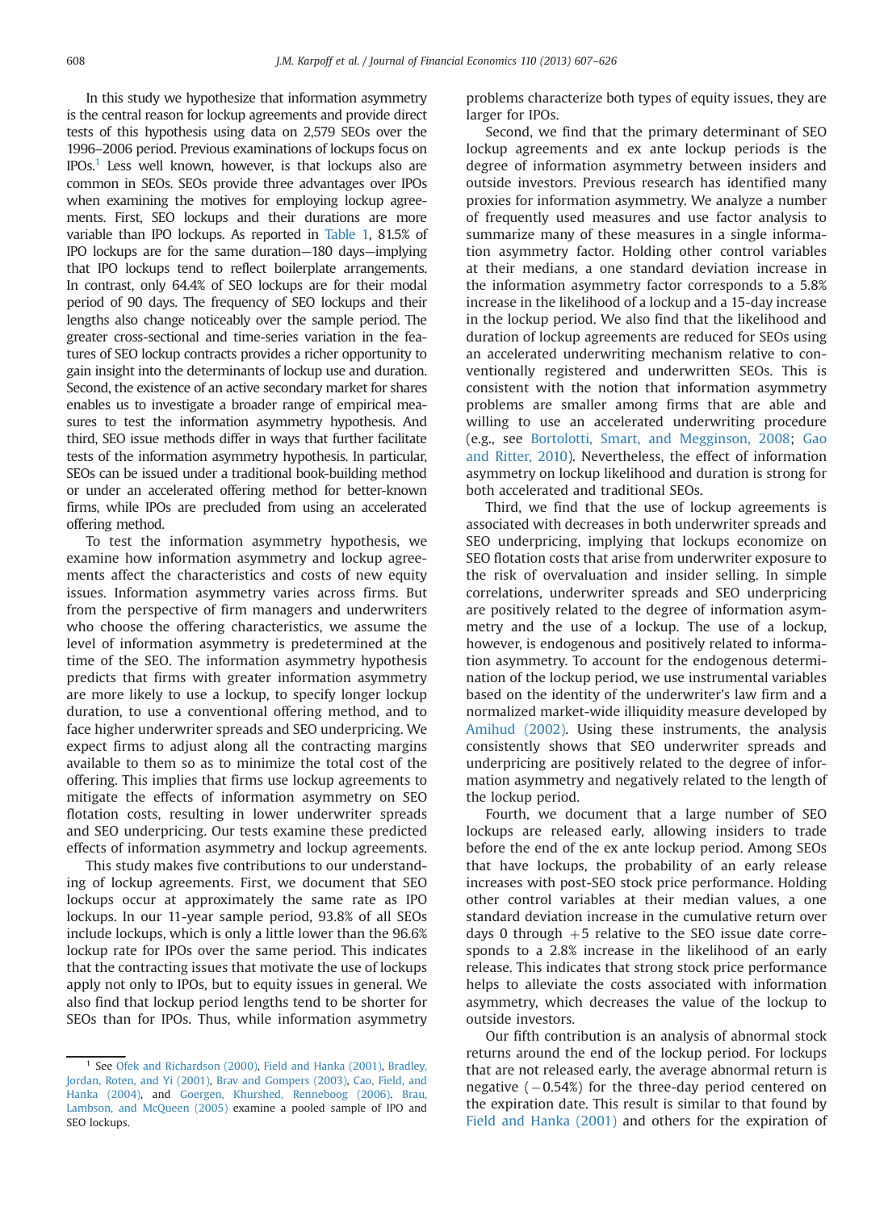In this study we hypothesize that information asymmetry is the central reason for lockup agreements and provide direct tests of this hypothesis using data on 2,579 SEOs over the 1996–2006 period. Previous examinations of lockups focus on IPOs.[1] Less well known, however, is that lockups also are common in SEOs. SEOs provide three advantages over IPOs when examining the motives for employing lockup agreements. First, SEO lockups and their durations are more variable than IPO lockups. As reported in Table 1, 81.5% of IPO lockups are for the same duration—180 days—implying that IPO lockups tend to reflect boilerplate arrangements. In contrast, only 64.4% of SEO lockups are for their modal period of 90 days. The frequency of SEO lockups and their lengths also change noticeably over the sample period. The greater cross-sectional and time-series variation in the features of SEO lockup contracts provides a richer opportunity to gain insight into the determinants of lockup use and duration. Second, the existence of an active secondary market for shares enables us to investigate a broader range of empirical measures to test the information asymmetry hypothesis. And third, SEO issue methods differ in ways that further facilitate tests of the information asymmetry hypothesis. In particular, SEOs can be issued under a traditional book-building method or under an accelerated offering method for better-known firms, while IPOs are precluded from using an accelerated offering method.

To test the information asymmetry hypothesis, we examine how information asymmetry and lockup agreements affect the characteristics and costs of new equity issues. Information asymmetry varies across firms. But from the perspective of firm managers and underwriters who choose the offering characteristics, we assume the level of information asymmetry is predetermined at the time of the SEO. The information asymmetry hypothesis predicts that firms with greater information asymmetry are more likely to use a lockup, to specify longer lockup duration, to use a conventional offering method, and to face higher underwriter spreads and SEO underpricing. We expect firms to adjust along all the contracting margins available to them so as to minimize the total cost of the offering. This implies that firms use lockup agreements to mitigate the effects of information asymmetry on SEO flotation costs, resulting in lower underwriter spreads and SEO underpricing. Our tests examine these predicted effects of information asymmetry and lockup agreements.

This study makes five contributions to our understanding of lockup agreements. First, we document that SEO lockups occur at approximately the same rate as IPO lockups. In our 11-year sample period, 93.8% of all SEOs include lockups, which is only a little lower than the 96.6% lockup rate for IPOs over the same period. This indicates that the contracting issues that motivate the use of lockups apply not only to IPOs, but to equity issues in general. We also find that lockup period lengths tend to be shorter for SEOs than for IPOs. Thus, while information asymmetry problems characterize both types of equity issues, they are larger for IPOs.

Second, we find that the primary determinant of SEO lockup agreements and ex ante lockup periods is the degree of information asymmetry between insiders and outside investors. Previous research has identified many proxies for information asymmetry. We analyze a number of frequently used measures and use factor analysis to summarize many of these measures in a single information asymmetry factor. Holding other control variables at their medians, a one standard deviation increase in the information asymmetry factor corresponds to a 5.8% increase in the likelihood of a lockup and a 15-day increase in the lockup period. We also find that the likelihood and duration of lockup agreements are reduced for SEOs using an accelerated underwriting mechanism relative to conventionally registered and underwritten SEOs. This is consistent with the notion that information asymmetry problems are smaller among firms that are able and willing to use an accelerated underwriting procedure (e.g., see Bortolotti, Smart, and Megginson, 2008; Gao and Ritter, 2010). Nevertheless, the effect of information asymmetry on lockup likelihood and duration is strong for both accelerated and traditional SEOs.

Third, we find that the use of lockup agreements is associated with decreases in both underwriter spreads and SEO underpricing, implying that lockups economize on SEO flotation costs that arise from underwriter exposure to the risk of overvaluation and insider selling. In simple correlations, underwriter spreads and SEO underpricing are positively related to the degree of information asymmetry and the use of a lockup. The use of a lockup, however, is endogenous and positively related to information asymmetry. To account for the endogenous determination of the lockup period, we use instrumental variables based on the identity of the underwriter's law firm and a normalized market-wide illiquidity measure developed by Amihud (2002). Using these instruments, the analysis consistently shows that SEO underwriter spreads and underpricing are positively related to the degree of information asymmetry and negatively related to the length of the lockup period.

Fourth, we document that a large number of SEO lockups are released early, allowing insiders to trade before the end of the ex ante lockup period. Among SEOs that have lockups, the probability of an early release increases with post-SEO stock price performance. Holding other control variables at their median values, a one standard deviation increase in the cumulative return over days 0 through +5 relative to the SEO issue date corresponds to a 2.8% increase in the likelihood of an early release. This indicates that strong stock price performance helps to alleviate the costs associated with information asymmetry, which decreases the value of the lockup to outside investors.

Our fifth contribution is an analysis of abnormal stock returns around the end of the lockup period. For lockups that are not released early, the average abnormal return is negative (−0.54%) for the three-day period centered on the expiration date. This result is similar to that found by Field and Hanka (2001) and others for the expiration of

[1] See Ofek and Richardson (2000), Field and Hanka (2001), Bradley, Jordan, Roten, and Yi (2001), Brav and Gompers (2003), Cao, Field, and Hanka (2004), and Goergen, Khurshed, Renneboog (2006). Brau, Lambson, and McQueen (2005) examine a pooled sample of IPO and SEO lockups.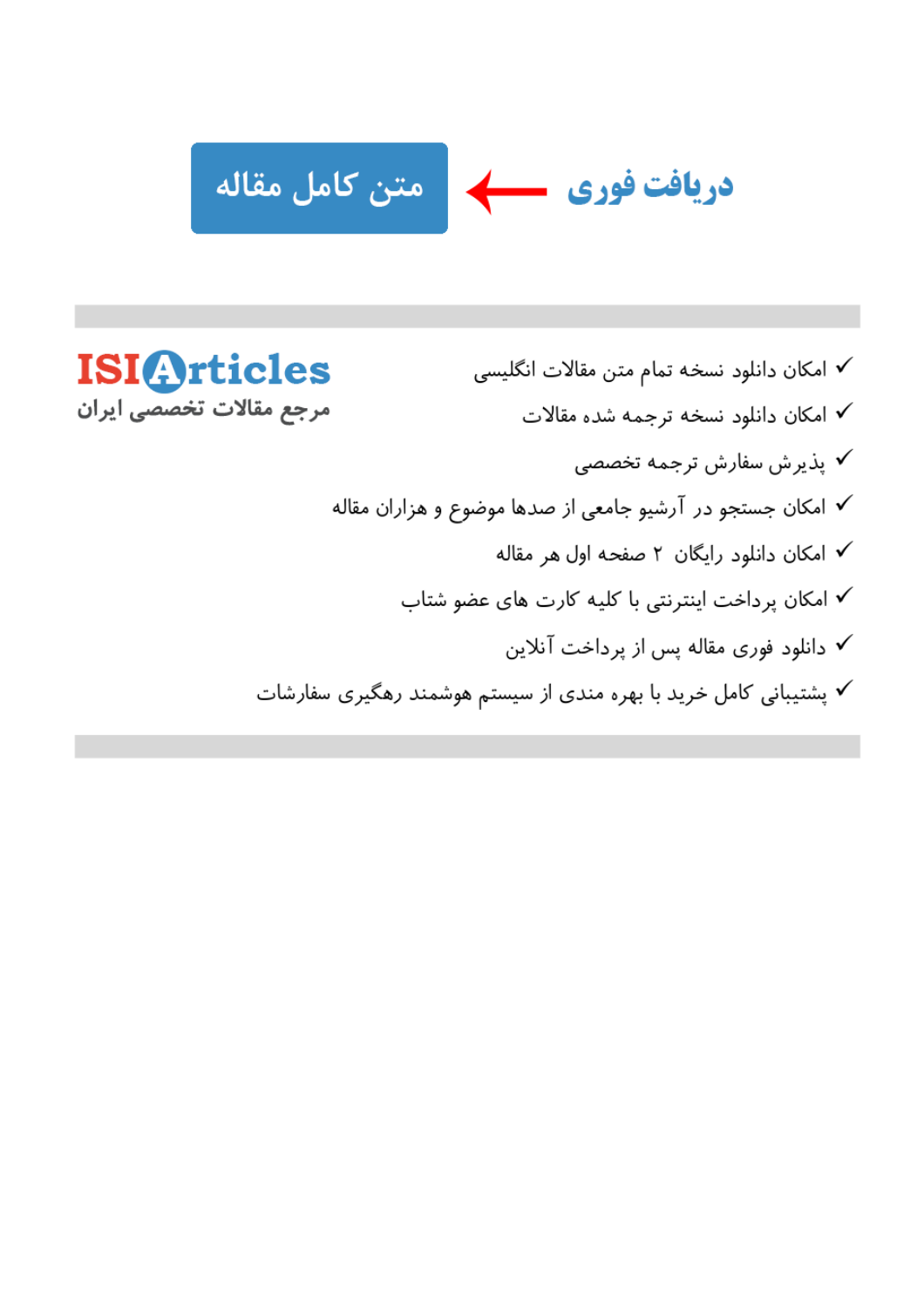**دریافت فوری** ← **متن کامل مقاله**

**ISIArticles**

**مرجع مقالات تخصصی ایران**

- ✓ امکان دانلود نسخه تمام متن مقالات انگلیسی
- ✓ امکان دانلود نسخه ترجمه شده مقالات
- ✓ پذیرش سفارش ترجمه تخصصی
- ✓ امکان جستجو در آرشیو جامعی از صدها موضوع و هزاران مقاله
- ✓ امکان دانلود رایگان ۲ صفحه اول هر مقاله
- ✓ امکان پرداخت اینترنتی با کلیه کارت های عضو شتاب
- ✓ دانلود فوری مقاله پس از پرداخت آنلاین
- ✓ پشتیبانی کامل خرید با بهره مندی از سیستم هوشمند رهگیری سفارشات